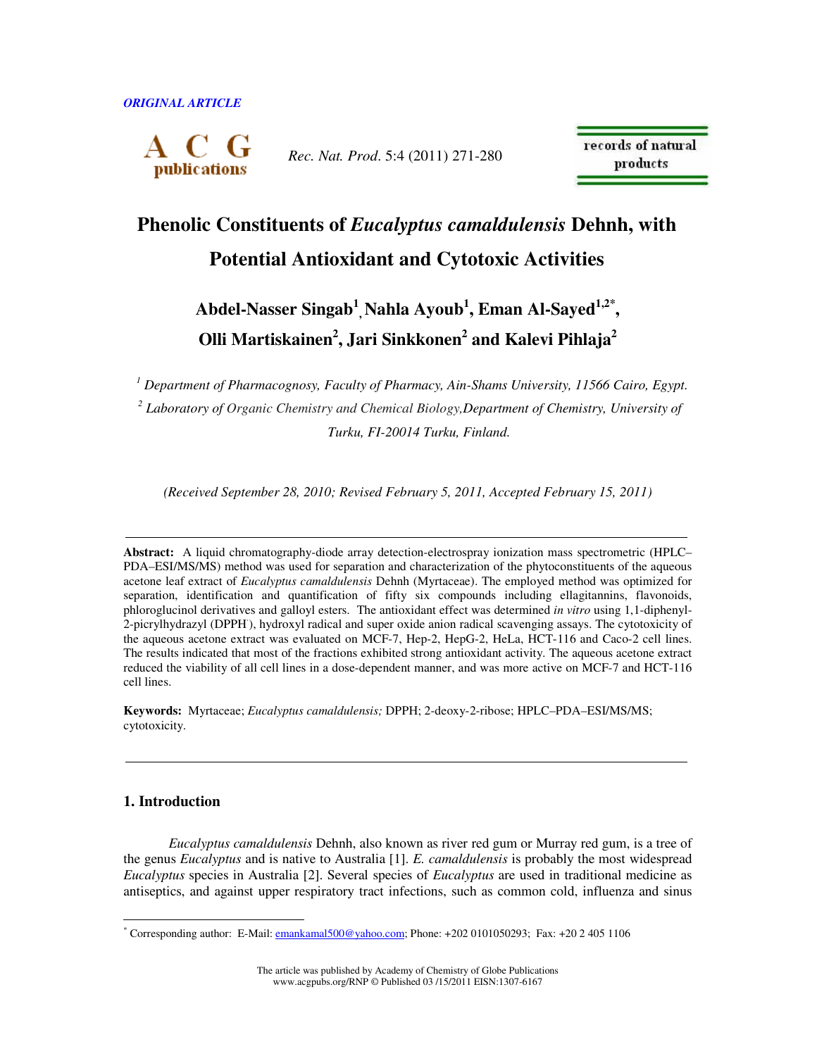*ORIGINAL ARTICLE*

# Phenolic Constituents of *Eucalyptus camaldulensis* Dehnh, with Potential Antioxidant and Cytotoxic Activities

**Abdel-Nasser Singab[1], Nahla Ayoub[1], Eman Al-Sayed[1,2*], Olli Martiskainen[2], Jari Sinkkonen[2] and Kalevi Pihlaja[2]**

[1] *Department of Pharmacognosy, Faculty of Pharmacy, Ain-Shams University, 11566 Cairo, Egypt.*

[2] *Laboratory of Organic Chemistry and Chemical Biology, Department of Chemistry, University of Turku, FI-20014 Turku, Finland.*

*(Received September 28, 2010; Revised February 5, 2011, Accepted February 15, 2011)*

---

**Abstract:** A liquid chromatography-diode array detection-electrospray ionization mass spectrometric (HPLC–PDA–ESI/MS/MS) method was used for separation and characterization of the phytoconstituents of the aqueous acetone leaf extract of *Eucalyptus camaldulensis* Dehnh (Myrtaceae). The employed method was optimized for separation, identification and quantification of fifty six compounds including ellagitannins, flavonoids, phloroglucinol derivatives and galloyl esters. The antioxidant effect was determined *in vitro* using 1,1-diphenyl-2-picrylhydrazyl (DPPH$^{\cdot}$), hydroxyl radical and super oxide anion radical scavenging assays. The cytotoxicity of the aqueous acetone extract was evaluated on MCF-7, Hep-2, HepG-2, HeLa, HCT-116 and Caco-2 cell lines. The results indicated that most of the fractions exhibited strong antioxidant activity. The aqueous acetone extract reduced the viability of all cell lines in a dose-dependent manner, and was more active on MCF-7 and HCT-116 cell lines.

**Keywords:** Myrtaceae; *Eucalyptus camaldulensis;* DPPH; 2-deoxy-2-ribose; HPLC–PDA–ESI/MS/MS; cytotoxicity.

---

## 1. Introduction

*Eucalyptus camaldulensis* Dehnh, also known as river red gum or Murray red gum, is a tree of the genus *Eucalyptus* and is native to Australia [1]. *E. camaldulensis* is probably the most widespread *Eucalyptus* species in Australia [2]. Several species of *Eucalyptus* are used in traditional medicine as antiseptics, and against upper respiratory tract infections, such as common cold, influenza and sinus

---

* Corresponding author: E-Mail: emankamal500@yahoo.com; Phone: +202 0101050293; Fax: +20 2 405 1106

The article was published by Academy of Chemistry of Globe Publications
www.acgpubs.org/RNP © Published 03 /15/2011 EISN:1307-6167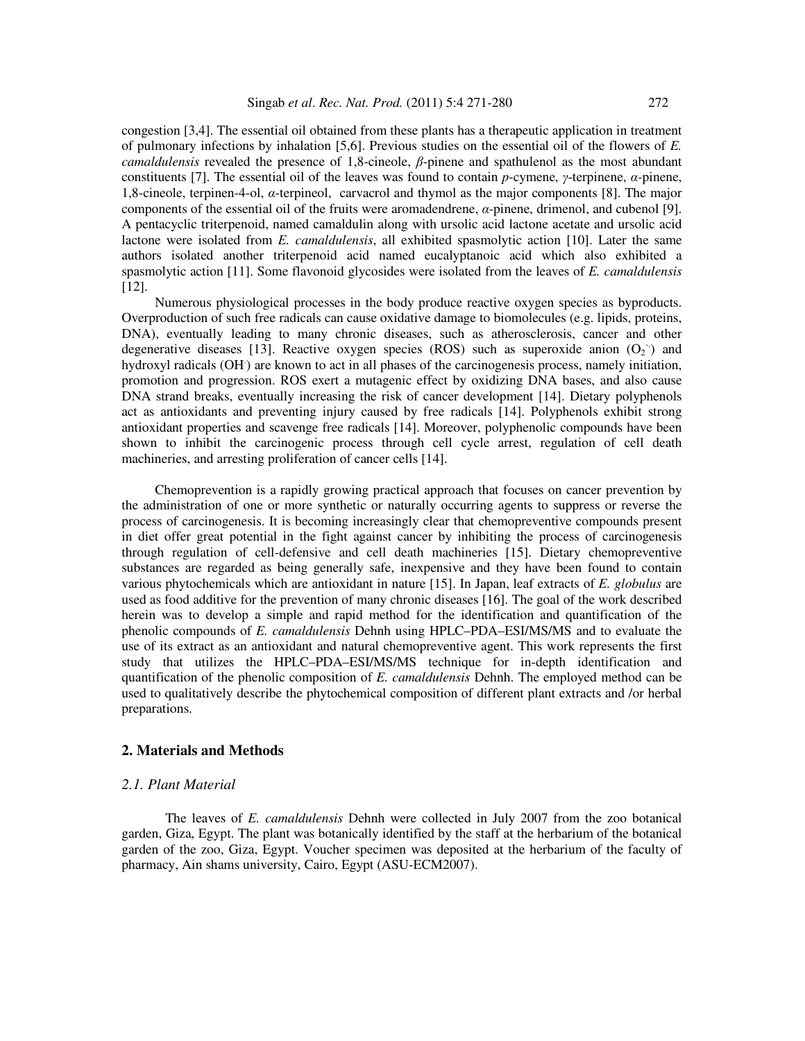congestion [3,4]. The essential oil obtained from these plants has a therapeutic application in treatment of pulmonary infections by inhalation [5,6]. Previous studies on the essential oil of the flowers of *E. camaldulensis* revealed the presence of 1,8-cineole, *β*-pinene and spathulenol as the most abundant constituents [7]. The essential oil of the leaves was found to contain *p*-cymene, *γ*-terpinene, *α*-pinene, 1,8-cineole, terpinen-4-ol, *α*-terpineol, carvacrol and thymol as the major components [8]. The major components of the essential oil of the fruits were aromadendrene, *α*-pinene, drimenol, and cubenol [9]. A pentacyclic triterpenoid, named camaldulin along with ursolic acid lactone acetate and ursolic acid lactone were isolated from *E. camaldulensis*, all exhibited spasmolytic action [10]. Later the same authors isolated another triterpenoid acid named eucalyptanoic acid which also exhibited a spasmolytic action [11]. Some flavonoid glycosides were isolated from the leaves of *E. camaldulensis* [12].

Numerous physiological processes in the body produce reactive oxygen species as byproducts. Overproduction of such free radicals can cause oxidative damage to biomolecules (e.g. lipids, proteins, DNA), eventually leading to many chronic diseases, such as atherosclerosis, cancer and other degenerative diseases [13]. Reactive oxygen species (ROS) such as superoxide anion ($O_2^{\cdot-}$) and hydroxyl radicals ($OH^{\cdot}$) are known to act in all phases of the carcinogenesis process, namely initiation, promotion and progression. ROS exert a mutagenic effect by oxidizing DNA bases, and also cause DNA strand breaks, eventually increasing the risk of cancer development [14]. Dietary polyphenols act as antioxidants and preventing injury caused by free radicals [14]. Polyphenols exhibit strong antioxidant properties and scavenge free radicals [14]. Moreover, polyphenolic compounds have been shown to inhibit the carcinogenic process through cell cycle arrest, regulation of cell death machineries, and arresting proliferation of cancer cells [14].

Chemoprevention is a rapidly growing practical approach that focuses on cancer prevention by the administration of one or more synthetic or naturally occurring agents to suppress or reverse the process of carcinogenesis. It is becoming increasingly clear that chemopreventive compounds present in diet offer great potential in the fight against cancer by inhibiting the process of carcinogenesis through regulation of cell-defensive and cell death machineries [15]. Dietary chemopreventive substances are regarded as being generally safe, inexpensive and they have been found to contain various phytochemicals which are antioxidant in nature [15]. In Japan, leaf extracts of *E. globulus* are used as food additive for the prevention of many chronic diseases [16]. The goal of the work described herein was to develop a simple and rapid method for the identification and quantification of the phenolic compounds of *E. camaldulensis* Dehnh using HPLC–PDA–ESI/MS/MS and to evaluate the use of its extract as an antioxidant and natural chemopreventive agent. This work represents the first study that utilizes the HPLC–PDA–ESI/MS/MS technique for in-depth identification and quantification of the phenolic composition of *E. camaldulensis* Dehnh. The employed method can be used to qualitatively describe the phytochemical composition of different plant extracts and /or herbal preparations.

## 2. Materials and Methods

### *2.1. Plant Material*

The leaves of *E. camaldulensis* Dehnh were collected in July 2007 from the zoo botanical garden, Giza, Egypt. The plant was botanically identified by the staff at the herbarium of the botanical garden of the zoo, Giza, Egypt. Voucher specimen was deposited at the herbarium of the faculty of pharmacy, Ain shams university, Cairo, Egypt (ASU-ECM2007).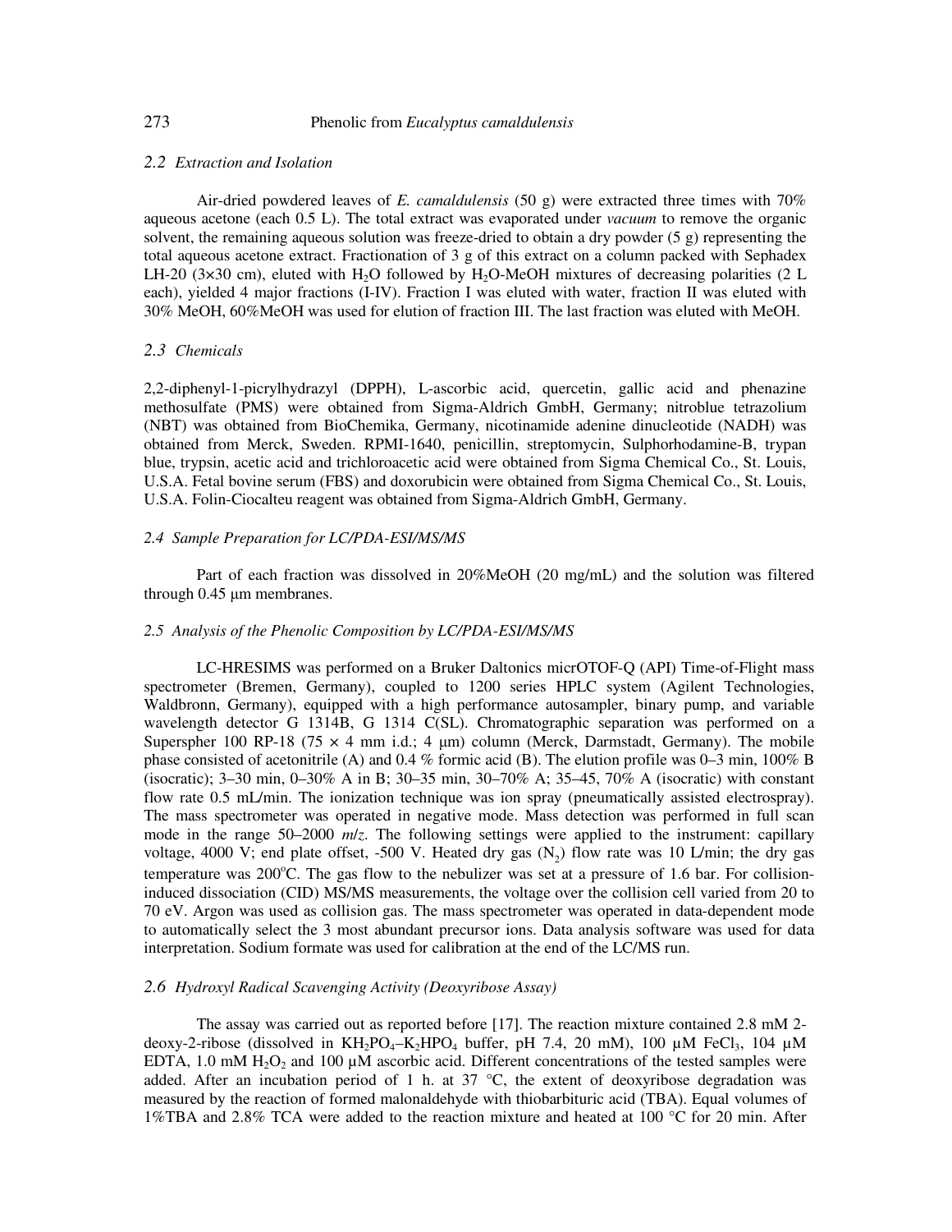### 2.2 Extraction and Isolation

Air-dried powdered leaves of *E. camaldulensis* (50 g) were extracted three times with 70% aqueous acetone (each 0.5 L). The total extract was evaporated under *vacuum* to remove the organic solvent, the remaining aqueous solution was freeze-dried to obtain a dry powder (5 g) representing the total aqueous acetone extract. Fractionation of 3 g of this extract on a column packed with Sephadex LH-20 (3×30 cm), eluted with $H_2O$ followed by $H_2O$-MeOH mixtures of decreasing polarities (2 L each), yielded 4 major fractions (I-IV). Fraction I was eluted with water, fraction II was eluted with 30% MeOH, 60%MeOH was used for elution of fraction III. The last fraction was eluted with MeOH.

### 2.3 Chemicals

2,2-diphenyl-1-picrylhydrazyl (DPPH), L-ascorbic acid, quercetin, gallic acid and phenazine methosulfate (PMS) were obtained from Sigma-Aldrich GmbH, Germany; nitroblue tetrazolium (NBT) was obtained from BioChemika, Germany, nicotinamide adenine dinucleotide (NADH) was obtained from Merck, Sweden. RPMI-1640, penicillin, streptomycin, Sulphorhodamine-B, trypan blue, trypsin, acetic acid and trichloroacetic acid were obtained from Sigma Chemical Co., St. Louis, U.S.A. Fetal bovine serum (FBS) and doxorubicin were obtained from Sigma Chemical Co., St. Louis, U.S.A. Folin-Ciocalteu reagent was obtained from Sigma-Aldrich GmbH, Germany.

### 2.4 Sample Preparation for LC/PDA-ESI/MS/MS

Part of each fraction was dissolved in 20%MeOH (20 mg/mL) and the solution was filtered through 0.45 μm membranes.

### 2.5 Analysis of the Phenolic Composition by LC/PDA-ESI/MS/MS

LC-HRESIMS was performed on a Bruker Daltonics micrOTOF-Q (API) Time-of-Flight mass spectrometer (Bremen, Germany), coupled to 1200 series HPLC system (Agilent Technologies, Waldbronn, Germany), equipped with a high performance autosampler, binary pump, and variable wavelength detector G 1314B, G 1314 C(SL). Chromatographic separation was performed on a Superspher 100 RP-18 (75 × 4 mm i.d.; 4 μm) column (Merck, Darmstadt, Germany). The mobile phase consisted of acetonitrile (A) and 0.4 % formic acid (B). The elution profile was 0–3 min, 100% B (isocratic); 3–30 min, 0–30% A in B; 30–35 min, 30–70% A; 35–45, 70% A (isocratic) with constant flow rate 0.5 mL/min. The ionization technique was ion spray (pneumatically assisted electrospray). The mass spectrometer was operated in negative mode. Mass detection was performed in full scan mode in the range 50–2000 *m/z*. The following settings were applied to the instrument: capillary voltage, 4000 V; end plate offset, -500 V. Heated dry gas ($N_2$) flow rate was 10 L/min; the dry gas temperature was 200°C. The gas flow to the nebulizer was set at a pressure of 1.6 bar. For collision-induced dissociation (CID) MS/MS measurements, the voltage over the collision cell varied from 20 to 70 eV. Argon was used as collision gas. The mass spectrometer was operated in data-dependent mode to automatically select the 3 most abundant precursor ions. Data analysis software was used for data interpretation. Sodium formate was used for calibration at the end of the LC/MS run.

### 2.6 Hydroxyl Radical Scavenging Activity (Deoxyribose Assay)

The assay was carried out as reported before [17]. The reaction mixture contained 2.8 mM 2-deoxy-2-ribose (dissolved in $KH_2PO_4$–$K_2HPO_4$ buffer, pH 7.4, 20 mM), 100 μM $FeCl_3$, 104 μM EDTA, 1.0 mM $H_2O_2$ and 100 μM ascorbic acid. Different concentrations of the tested samples were added. After an incubation period of 1 h. at 37 °C, the extent of deoxyribose degradation was measured by the reaction of formed malonaldehyde with thiobarbituric acid (TBA). Equal volumes of 1%TBA and 2.8% TCA were added to the reaction mixture and heated at 100 °C for 20 min. After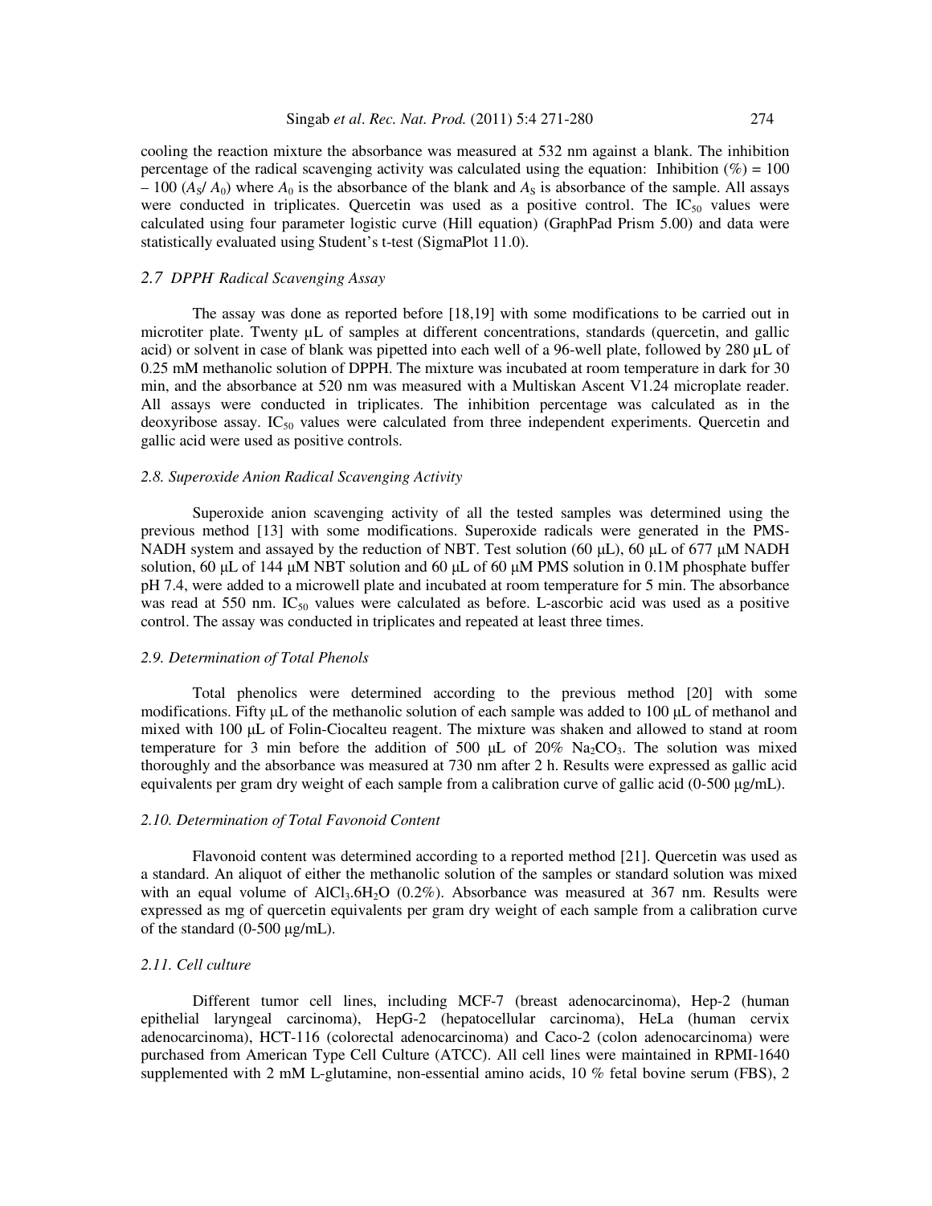cooling the reaction mixture the absorbance was measured at 532 nm against a blank. The inhibition percentage of the radical scavenging activity was calculated using the equation: Inhibition (%) = 100 – 100 ($A_S$/ $A_0$) where $A_0$ is the absorbance of the blank and $A_S$ is absorbance of the sample. All assays were conducted in triplicates. Quercetin was used as a positive control. The $IC_{50}$ values were calculated using four parameter logistic curve (Hill equation) (GraphPad Prism 5.00) and data were statistically evaluated using Student's t-test (SigmaPlot 11.0).

### *2.7 DPPH Radical Scavenging Assay*

The assay was done as reported before [18,19] with some modifications to be carried out in microtiter plate. Twenty µL of samples at different concentrations, standards (quercetin, and gallic acid) or solvent in case of blank was pipetted into each well of a 96-well plate, followed by 280 µL of 0.25 mM methanolic solution of DPPH. The mixture was incubated at room temperature in dark for 30 min, and the absorbance at 520 nm was measured with a Multiskan Ascent V1.24 microplate reader. All assays were conducted in triplicates. The inhibition percentage was calculated as in the deoxyribose assay. $IC_{50}$ values were calculated from three independent experiments. Quercetin and gallic acid were used as positive controls.

### *2.8. Superoxide Anion Radical Scavenging Activity*

Superoxide anion scavenging activity of all the tested samples was determined using the previous method [13] with some modifications. Superoxide radicals were generated in the PMS-NADH system and assayed by the reduction of NBT. Test solution (60 µL), 60 µL of 677 µM NADH solution, 60 µL of 144 µM NBT solution and 60 µL of 60 µM PMS solution in 0.1M phosphate buffer pH 7.4, were added to a microwell plate and incubated at room temperature for 5 min. The absorbance was read at 550 nm. $IC_{50}$ values were calculated as before. L-ascorbic acid was used as a positive control. The assay was conducted in triplicates and repeated at least three times.

### *2.9. Determination of Total Phenols*

Total phenolics were determined according to the previous method [20] with some modifications. Fifty µL of the methanolic solution of each sample was added to 100 µL of methanol and mixed with 100 µL of Folin-Ciocalteu reagent. The mixture was shaken and allowed to stand at room temperature for 3 min before the addition of 500 µL of 20% $Na_2CO_3$. The solution was mixed thoroughly and the absorbance was measured at 730 nm after 2 h. Results were expressed as gallic acid equivalents per gram dry weight of each sample from a calibration curve of gallic acid (0-500 µg/mL).

### *2.10. Determination of Total Favonoid Content*

Flavonoid content was determined according to a reported method [21]. Quercetin was used as a standard. An aliquot of either the methanolic solution of the samples or standard solution was mixed with an equal volume of $AlCl_3.6H_2O$ (0.2%). Absorbance was measured at 367 nm. Results were expressed as mg of quercetin equivalents per gram dry weight of each sample from a calibration curve of the standard (0-500 µg/mL).

### *2.11. Cell culture*

Different tumor cell lines, including MCF-7 (breast adenocarcinoma), Hep-2 (human epithelial laryngeal carcinoma), HepG-2 (hepatocellular carcinoma), HeLa (human cervix adenocarcinoma), HCT-116 (colorectal adenocarcinoma) and Caco-2 (colon adenocarcinoma) were purchased from American Type Cell Culture (ATCC). All cell lines were maintained in RPMI-1640 supplemented with 2 mM L-glutamine, non-essential amino acids, 10 % fetal bovine serum (FBS), 2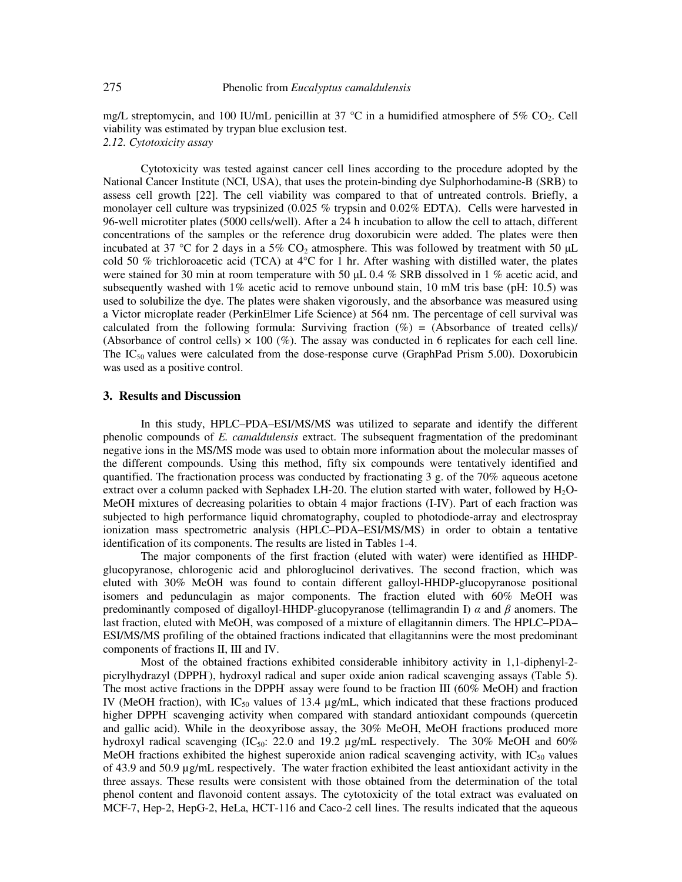mg/L streptomycin, and 100 IU/mL penicillin at 37 °C in a humidified atmosphere of 5% $CO_2$. Cell viability was estimated by trypan blue exclusion test.

*2.12. Cytotoxicity assay*

Cytotoxicity was tested against cancer cell lines according to the procedure adopted by the National Cancer Institute (NCI, USA), that uses the protein-binding dye Sulphorhodamine-B (SRB) to assess cell growth [22]. The cell viability was compared to that of untreated controls. Briefly, a monolayer cell culture was trypsinized (0.025 % trypsin and 0.02% EDTA). Cells were harvested in 96-well microtiter plates (5000 cells/well). After a 24 h incubation to allow the cell to attach, different concentrations of the samples or the reference drug doxorubicin were added. The plates were then incubated at 37 °C for 2 days in a 5% $CO_2$ atmosphere. This was followed by treatment with 50 μL cold 50 % trichloroacetic acid (TCA) at 4°C for 1 hr. After washing with distilled water, the plates were stained for 30 min at room temperature with 50 μL 0.4 % SRB dissolved in 1 % acetic acid, and subsequently washed with 1% acetic acid to remove unbound stain, 10 mM tris base (pH: 10.5) was used to solubilize the dye. The plates were shaken vigorously, and the absorbance was measured using a Victor microplate reader (PerkinElmer Life Science) at 564 nm. The percentage of cell survival was calculated from the following formula: Surviving fraction (%) = (Absorbance of treated cells)/ (Absorbance of control cells) × 100 (%). The assay was conducted in 6 replicates for each cell line. The $IC_{50}$ values were calculated from the dose-response curve (GraphPad Prism 5.00). Doxorubicin was used as a positive control.

## 3. Results and Discussion

In this study, HPLC–PDA–ESI/MS/MS was utilized to separate and identify the different phenolic compounds of *E. camaldulensis* extract. The subsequent fragmentation of the predominant negative ions in the MS/MS mode was used to obtain more information about the molecular masses of the different compounds. Using this method, fifty six compounds were tentatively identified and quantified. The fractionation process was conducted by fractionating 3 g. of the 70% aqueous acetone extract over a column packed with Sephadex LH-20. The elution started with water, followed by $H_2O$-MeOH mixtures of decreasing polarities to obtain 4 major fractions (I-IV). Part of each fraction was subjected to high performance liquid chromatography, coupled to photodiode-array and electrospray ionization mass spectrometric analysis (HPLC–PDA–ESI/MS/MS) in order to obtain a tentative identification of its components. The results are listed in Tables 1-4.

The major components of the first fraction (eluted with water) were identified as HHDP-glucopyranose, chlorogenic acid and phloroglucinol derivatives. The second fraction, which was eluted with 30% MeOH was found to contain different galloyl-HHDP-glucopyranose positional isomers and pedunculagin as major components. The fraction eluted with 60% MeOH was predominantly composed of digalloyl-HHDP-glucopyranose (tellimagrandin I) $\alpha$ and $\beta$ anomers. The last fraction, eluted with MeOH, was composed of a mixture of ellagitannin dimers. The HPLC–PDA–ESI/MS/MS profiling of the obtained fractions indicated that ellagitannins were the most predominant components of fractions II, III and IV.

Most of the obtained fractions exhibited considerable inhibitory activity in 1,1-diphenyl-2-picrylhydrazyl (DPPH$^{·}$), hydroxyl radical and super oxide anion radical scavenging assays (Table 5). The most active fractions in the DPPH$^{·}$ assay were found to be fraction III (60% MeOH) and fraction IV (MeOH fraction), with $IC_{50}$ values of 13.4 µg/mL, which indicated that these fractions produced higher DPPH$^{·}$ scavenging activity when compared with standard antioxidant compounds (quercetin and gallic acid). While in the deoxyribose assay, the 30% MeOH, MeOH fractions produced more hydroxyl radical scavenging ($IC_{50}$: 22.0 and 19.2 µg/mL respectively. The 30% MeOH and 60% MeOH fractions exhibited the highest superoxide anion radical scavenging activity, with $IC_{50}$ values of 43.9 and 50.9 µg/mL respectively. The water fraction exhibited the least antioxidant activity in the three assays. These results were consistent with those obtained from the determination of the total phenol content and flavonoid content assays. The cytotoxicity of the total extract was evaluated on MCF-7, Hep-2, HepG-2, HeLa, HCT-116 and Caco-2 cell lines. The results indicated that the aqueous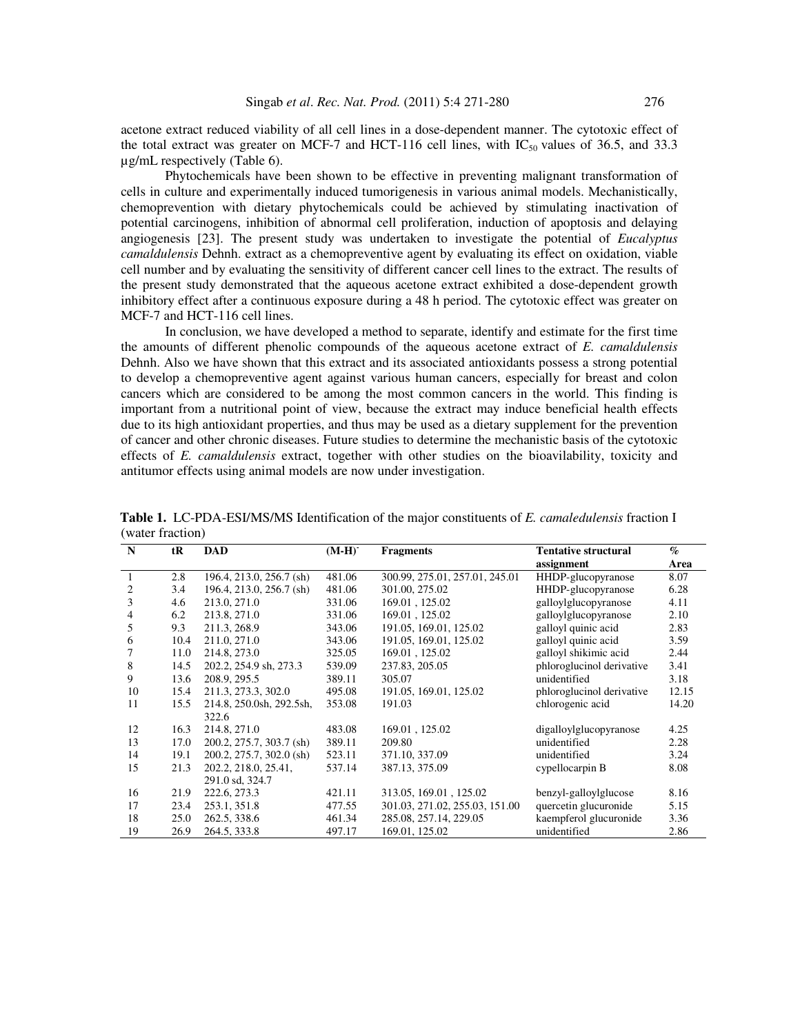acetone extract reduced viability of all cell lines in a dose-dependent manner. The cytotoxic effect of the total extract was greater on MCF-7 and HCT-116 cell lines, with $IC_{50}$ values of 36.5, and 33.3 μg/mL respectively (Table 6).

Phytochemicals have been shown to be effective in preventing malignant transformation of cells in culture and experimentally induced tumorigenesis in various animal models. Mechanistically, chemoprevention with dietary phytochemicals could be achieved by stimulating inactivation of potential carcinogens, inhibition of abnormal cell proliferation, induction of apoptosis and delaying angiogenesis [23]. The present study was undertaken to investigate the potential of *Eucalyptus camaldulensis* Dehnh. extract as a chemopreventive agent by evaluating its effect on oxidation, viable cell number and by evaluating the sensitivity of different cancer cell lines to the extract. The results of the present study demonstrated that the aqueous acetone extract exhibited a dose-dependent growth inhibitory effect after a continuous exposure during a 48 h period. The cytotoxic effect was greater on MCF-7 and HCT-116 cell lines.

In conclusion, we have developed a method to separate, identify and estimate for the first time the amounts of different phenolic compounds of the aqueous acetone extract of *E. camaldulensis* Dehnh. Also we have shown that this extract and its associated antioxidants possess a strong potential to develop a chemopreventive agent against various human cancers, especially for breast and colon cancers which are considered to be among the most common cancers in the world. This finding is important from a nutritional point of view, because the extract may induce beneficial health effects due to its high antioxidant properties, and thus may be used as a dietary supplement for the prevention of cancer and other chronic diseases. Future studies to determine the mechanistic basis of the cytotoxic effects of *E. camaldulensis* extract, together with other studies on the bioavilability, toxicity and antitumor effects using animal models are now under investigation.

**Table 1.** LC-PDA-ESI/MS/MS Identification of the major constituents of *E. camaledulensis* fraction I (water fraction)

| N | tR | DAD | $(M-H)^-$ | Fragments | Tentative structural assignment | % Area |
|---|---|---|---|---|---|---|
| 1 | 2.8 | 196.4, 213.0, 256.7 (sh) | 481.06 | 300.99, 275.01, 257.01, 245.01 | HHDP-glucopyranose | 8.07 |
| 2 | 3.4 | 196.4, 213.0, 256.7 (sh) | 481.06 | 301.00, 275.02 | HHDP-glucopyranose | 6.28 |
| 3 | 4.6 | 213.0, 271.0 | 331.06 | 169.01 , 125.02 | galloylglucopyranose | 4.11 |
| 4 | 6.2 | 213.8, 271.0 | 331.06 | 169.01 , 125.02 | galloylglucopyranose | 2.10 |
| 5 | 9.3 | 211.3, 268.9 | 343.06 | 191.05, 169.01, 125.02 | galloyl quinic acid | 2.83 |
| 6 | 10.4 | 211.0, 271.0 | 343.06 | 191.05, 169.01, 125.02 | galloyl quinic acid | 3.59 |
| 7 | 11.0 | 214.8, 273.0 | 325.05 | 169.01 , 125.02 | galloyl shikimic acid | 2.44 |
| 8 | 14.5 | 202.2, 254.9 sh, 273.3 | 539.09 | 237.83, 205.05 | phloroglucinol derivative | 3.41 |
| 9 | 13.6 | 208.9, 295.5 | 389.11 | 305.07 | unidentified | 3.18 |
| 10 | 15.4 | 211.3, 273.3, 302.0 | 495.08 | 191.05, 169.01, 125.02 | phloroglucinol derivative | 12.15 |
| 11 | 15.5 | 214.8, 250.0sh, 292.5sh, 322.6 | 353.08 | 191.03 | chlorogenic acid | 14.20 |
| 12 | 16.3 | 214.8, 271.0 | 483.08 | 169.01 , 125.02 | digalloylglucopyranose | 4.25 |
| 13 | 17.0 | 200.2, 275.7, 303.7 (sh) | 389.11 | 209.80 | unidentified | 2.28 |
| 14 | 19.1 | 200.2, 275.7, 302.0 (sh) | 523.11 | 371.10, 337.09 | unidentified | 3.24 |
| 15 | 21.3 | 202.2, 218.0, 25.41, 291.0 sd, 324.7 | 537.14 | 387.13, 375.09 | cypellocarpin B | 8.08 |
| 16 | 21.9 | 222.6, 273.3 | 421.11 | 313.05, 169.01 , 125.02 | benzyl-galloylglucose | 8.16 |
| 17 | 23.4 | 253.1, 351.8 | 477.55 | 301.03, 271.02, 255.03, 151.00 | quercetin glucuronide | 5.15 |
| 18 | 25.0 | 262.5, 338.6 | 461.34 | 285.08, 257.14, 229.05 | kaempferol glucuronide | 3.36 |
| 19 | 26.9 | 264.5, 333.8 | 497.17 | 169.01, 125.02 | unidentified | 2.86 |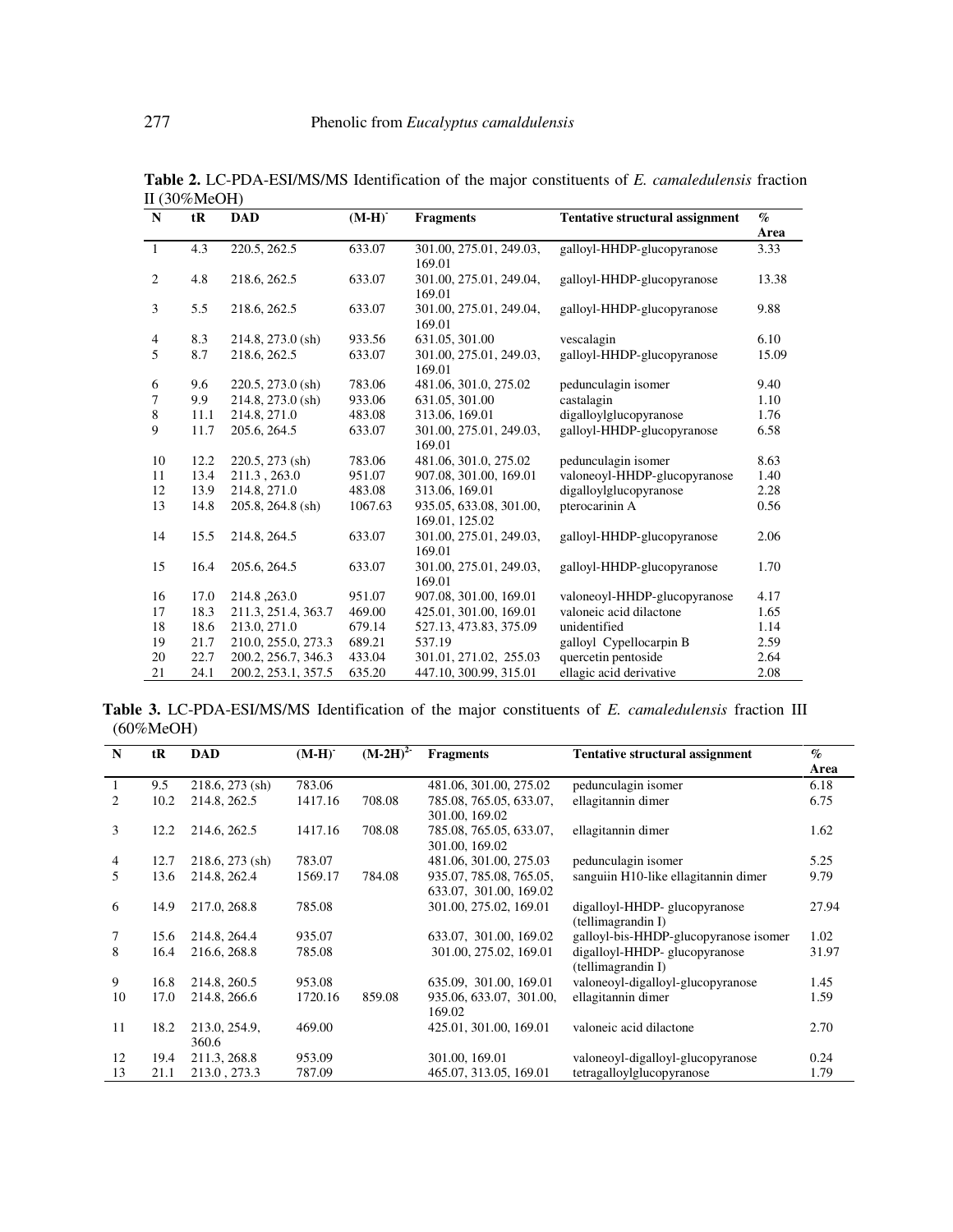**Table 2.** LC-PDA-ESI/MS/MS Identification of the major constituents of *E. camaledulensis* fraction II (30%MeOH)

| N | tR | DAD | (M-H)$^{-}$ | Fragments | Tentative structural assignment | % Area |
|---|---|---|---|---|---|---|
| 1 | 4.3 | 220.5, 262.5 | 633.07 | 301.00, 275.01, 249.03, 169.01 | galloyl-HHDP-glucopyranose | 3.33 |
| 2 | 4.8 | 218.6, 262.5 | 633.07 | 301.00, 275.01, 249.04, 169.01 | galloyl-HHDP-glucopyranose | 13.38 |
| 3 | 5.5 | 218.6, 262.5 | 633.07 | 301.00, 275.01, 249.04, 169.01 | galloyl-HHDP-glucopyranose | 9.88 |
| 4 | 8.3 | 214.8, 273.0 (sh) | 933.56 | 631.05, 301.00 | vescalagin | 6.10 |
| 5 | 8.7 | 218.6, 262.5 | 633.07 | 301.00, 275.01, 249.03, 169.01 | galloyl-HHDP-glucopyranose | 15.09 |
| 6 | 9.6 | 220.5, 273.0 (sh) | 783.06 | 481.06, 301.0, 275.02 | pedunculagin isomer | 9.40 |
| 7 | 9.9 | 214.8, 273.0 (sh) | 933.06 | 631.05, 301.00 | castalagin | 1.10 |
| 8 | 11.1 | 214.8, 271.0 | 483.08 | 313.06, 169.01 | digalloylglucopyranose | 1.76 |
| 9 | 11.7 | 205.6, 264.5 | 633.07 | 301.00, 275.01, 249.03, 169.01 | galloyl-HHDP-glucopyranose | 6.58 |
| 10 | 12.2 | 220.5, 273 (sh) | 783.06 | 481.06, 301.0, 275.02 | pedunculagin isomer | 8.63 |
| 11 | 13.4 | 211.3 , 263.0 | 951.07 | 907.08, 301.00, 169.01 | valoneoyl-HHDP-glucopyranose | 1.40 |
| 12 | 13.9 | 214.8, 271.0 | 483.08 | 313.06, 169.01 | digalloylglucopyranose | 2.28 |
| 13 | 14.8 | 205.8, 264.8 (sh) | 1067.63 | 935.05, 633.08, 301.00, 169.01, 125.02 | pterocarinin A | 0.56 |
| 14 | 15.5 | 214.8, 264.5 | 633.07 | 301.00, 275.01, 249.03, 169.01 | galloyl-HHDP-glucopyranose | 2.06 |
| 15 | 16.4 | 205.6, 264.5 | 633.07 | 301.00, 275.01, 249.03, 169.01 | galloyl-HHDP-glucopyranose | 1.70 |
| 16 | 17.0 | 214.8 ,263.0 | 951.07 | 907.08, 301.00, 169.01 | valoneoyl-HHDP-glucopyranose | 4.17 |
| 17 | 18.3 | 211.3, 251.4, 363.7 | 469.00 | 425.01, 301.00, 169.01 | valoneic acid dilactone | 1.65 |
| 18 | 18.6 | 213.0, 271.0 | 679.14 | 527.13, 473.83, 375.09 | unidentified | 1.14 |
| 19 | 21.7 | 210.0, 255.0, 273.3 | 689.21 | 537.19 | galloyl Cypellocarpin B | 2.59 |
| 20 | 22.7 | 200.2, 256.7, 346.3 | 433.04 | 301.01, 271.02, 255.03 | quercetin pentoside | 2.64 |
| 21 | 24.1 | 200.2, 253.1, 357.5 | 635.20 | 447.10, 300.99, 315.01 | ellagic acid derivative | 2.08 |

**Table 3.** LC-PDA-ESI/MS/MS Identification of the major constituents of *E. camaledulensis* fraction III (60%MeOH)

| N | tR | DAD | (M-H)$^{-}$ | (M-2H)$^{2-}$ | Fragments | Tentative structural assignment | % Area |
|---|---|---|---|---|---|---|---|
| 1 | 9.5 | 218.6, 273 (sh) | 783.06 | | 481.06, 301.00, 275.02 | pedunculagin isomer | 6.18 |
| 2 | 10.2 | 214.8, 262.5 | 1417.16 | 708.08 | 785.08, 765.05, 633.07, 301.00, 169.02 | ellagitannin dimer | 6.75 |
| 3 | 12.2 | 214.6, 262.5 | 1417.16 | 708.08 | 785.08, 765.05, 633.07, 301.00, 169.02 | ellagitannin dimer | 1.62 |
| 4 | 12.7 | 218.6, 273 (sh) | 783.07 | | 481.06, 301.00, 275.03 | pedunculagin isomer | 5.25 |
| 5 | 13.6 | 214.8, 262.4 | 1569.17 | 784.08 | 935.07, 785.08, 765.05, 633.07, 301.00, 169.02 | sanguiin H10-like ellagitannin dimer | 9.79 |
| 6 | 14.9 | 217.0, 268.8 | 785.08 | | 301.00, 275.02, 169.01 | digalloyl-HHDP- glucopyranose (tellimagrandin I) | 27.94 |
| 7 | 15.6 | 214.8, 264.4 | 935.07 | | 633.07, 301.00, 169.02 | galloyl-bis-HHDP-glucopyranose isomer | 1.02 |
| 8 | 16.4 | 216.6, 268.8 | 785.08 | | 301.00, 275.02, 169.01 | digalloyl-HHDP- glucopyranose (tellimagrandin I) | 31.97 |
| 9 | 16.8 | 214.8, 260.5 | 953.08 | | 635.09, 301.00, 169.01 | valoneoyl-digalloyl-glucopyranose | 1.45 |
| 10 | 17.0 | 214.8, 266.6 | 1720.16 | 859.08 | 935.06, 633.07, 301.00, 169.02 | ellagitannin dimer | 1.59 |
| 11 | 18.2 | 213.0, 254.9, 360.6 | 469.00 | | 425.01, 301.00, 169.01 | valoneic acid dilactone | 2.70 |
| 12 | 19.4 | 211.3, 268.8 | 953.09 | | 301.00, 169.01 | valoneoyl-digalloyl-glucopyranose | 0.24 |
| 13 | 21.1 | 213.0 , 273.3 | 787.09 | | 465.07, 313.05, 169.01 | tetragalloylglucopyranose | 1.79 |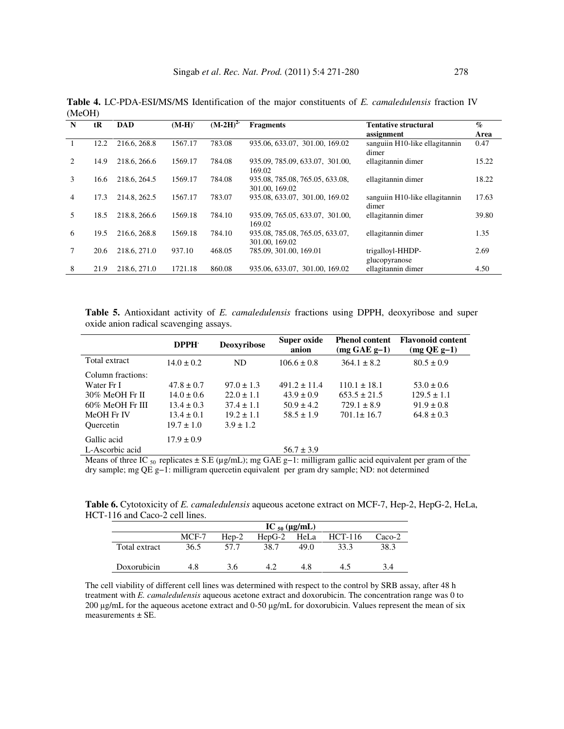**Table 4.** LC-PDA-ESI/MS/MS Identification of the major constituents of *E. camaledulensis* fraction IV (MeOH)

| N | tR | DAD | $(M-H)^{-}$ | $(M-2H)^{2-}$ | Fragments | Tentative structural assignment | % Area |
|---|---|---|---|---|---|---|---|
| 1 | 12.2 | 216.6, 268.8 | 1567.17 | 783.08 | 935.06, 633.07, 301.00, 169.02 | sanguiin H10-like ellagitannin dimer | 0.47 |
| 2 | 14.9 | 218.6, 266.6 | 1569.17 | 784.08 | 935.09, 785.09, 633.07, 301.00, 169.02 | ellagitannin dimer | 15.22 |
| 3 | 16.6 | 218.6, 264.5 | 1569.17 | 784.08 | 935.08, 785.08, 765.05, 633.08, 301.00, 169.02 | ellagitannin dimer | 18.22 |
| 4 | 17.3 | 214.8, 262.5 | 1567.17 | 783.07 | 935.08, 633.07, 301.00, 169.02 | sanguiin H10-like ellagitannin dimer | 17.63 |
| 5 | 18.5 | 218.8, 266.6 | 1569.18 | 784.10 | 935.09, 765.05, 633.07, 301.00, 169.02 | ellagitannin dimer | 39.80 |
| 6 | 19.5 | 216.6, 268.8 | 1569.18 | 784.10 | 935.08, 785.08, 765.05, 633.07, 301.00, 169.02 | ellagitannin dimer | 1.35 |
| 7 | 20.6 | 218.6, 271.0 | 937.10 | 468.05 | 785.09, 301.00, 169.01 | trigalloyl-HHDP-glucopyranose | 2.69 |
| 8 | 21.9 | 218.6, 271.0 | 1721.18 | 860.08 | 935.06, 633.07, 301.00, 169.02 | ellagitannin dimer | 4.50 |

**Table 5.** Antioxidant activity of *E. camaledulensis* fractions using DPPH, deoxyribose and super oxide anion radical scavenging assays.

| | $DPPH^{\cdot}$ | Deoxyribose | Super oxide anion | Phenol content (mg GAE g−1) | Flavonoid content (mg QE g−1) |
|---|---|---|---|---|---|
| Total extract | 14.0 ± 0.2 | ND | 106.6 ± 0.8 | 364.1 ± 8.2 | 80.5 ± 0.9 |
| Column fractions: | | | | | |
| Water Fr I | 47.8 ± 0.7 | 97.0 ± 1.3 | 491.2 ± 11.4 | 110.1 ± 18.1 | 53.0 ± 0.6 |
| 30% MeOH Fr II | 14.0 ± 0.6 | 22.0 ± 1.1 | 43.9 ± 0.9 | 653.5 ± 21.5 | 129.5 ± 1.1 |
| 60% MeOH Fr III | 13.4 ± 0.3 | 37.4 ± 1.1 | 50.9 ± 4.2 | 729.1 ± 8.9 | 91.9 ± 0.8 |
| MeOH Fr IV | 13.4 ± 0.1 | 19.2 ± 1.1 | 58.5 ± 1.9 | 701.1± 16.7 | 64.8 ± 0.3 |
| Quercetin | 19.7 ± 1.0 | 3.9 ± 1.2 | | | |
| Gallic acid | 17.9 ± 0.9 | | | | |
| L-Ascorbic acid | | | 56.7 ± 3.9 | | |

Means of three $IC_{50}$ replicates ± S.E (µg/mL); mg GAE g−1: milligram gallic acid equivalent per gram of the dry sample; mg QE g−1: milligram quercetin equivalent per gram dry sample; ND: not determined

**Table 6.** Cytotoxicity of *E. camaledulensis* aqueous acetone extract on MCF-7, Hep-2, HepG-2, HeLa, HCT-116 and Caco-2 cell lines.

| | $IC_{50}$ (µg/mL) | | | | | |
|---|---|---|---|---|---|---|
| | MCF-7 | Hep-2 | HepG-2 | HeLa | HCT-116 | Caco-2 |
| Total extract | 36.5 | 57.7 | 38.7 | 49.0 | 33.3 | 38.3 |
| Doxorubicin | 4.8 | 3.6 | 4.2 | 4.8 | 4.5 | 3.4 |

The cell viability of different cell lines was determined with respect to the control by SRB assay, after 48 h treatment with *E. camaledulensis* aqueous acetone extract and doxorubicin. The concentration range was 0 to 200 µg/mL for the aqueous acetone extract and 0-50 µg/mL for doxorubicin. Values represent the mean of six measurements ± SE.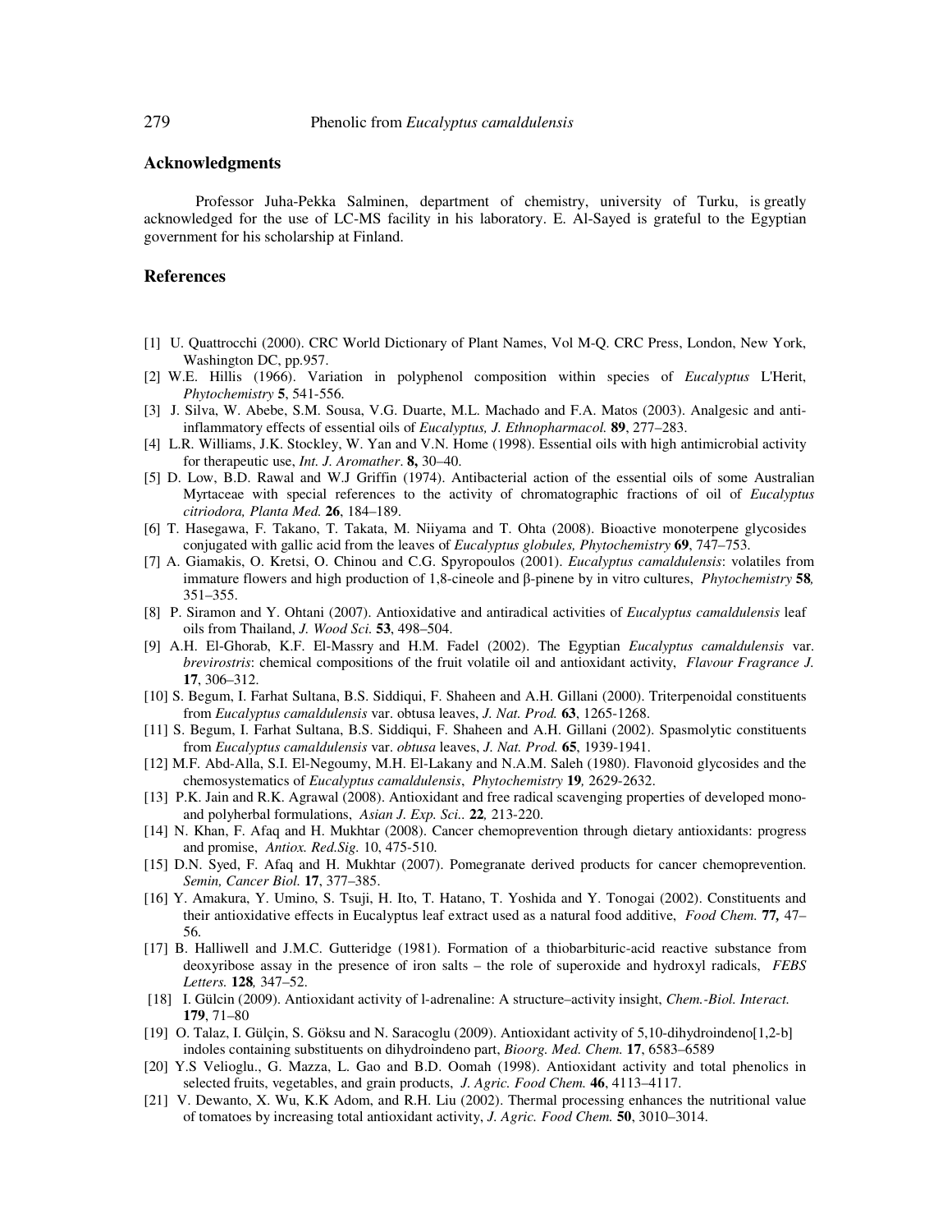## Acknowledgments

Professor Juha-Pekka Salminen, department of chemistry, university of Turku, is greatly acknowledged for the use of LC-MS facility in his laboratory. E. Al-Sayed is grateful to the Egyptian government for his scholarship at Finland.

## References

[1] U. Quattrocchi (2000). CRC World Dictionary of Plant Names, Vol M-Q. CRC Press, London, New York, Washington DC, pp.957.

[2] W.E. Hillis (1966). Variation in polyphenol composition within species of *Eucalyptus* L'Herit, *Phytochemistry* **5**, 541-556.

[3] J. Silva, W. Abebe, S.M. Sousa, V.G. Duarte, M.L. Machado and F.A. Matos (2003). Analgesic and anti-inflammatory effects of essential oils of *Eucalyptus, J. Ethnopharmacol.* **89**, 277–283.

[4] L.R. Williams, J.K. Stockley, W. Yan and V.N. Home (1998). Essential oils with high antimicrobial activity for therapeutic use, *Int. J. Aromather*. **8,** 30–40.

[5] D. Low, B.D. Rawal and W.J Griffin (1974). Antibacterial action of the essential oils of some Australian Myrtaceae with special references to the activity of chromatographic fractions of oil of *Eucalyptus citriodora, Planta Med.* **26**, 184–189.

[6] T. Hasegawa, F. Takano, T. Takata, M. Niiyama and T. Ohta (2008). Bioactive monoterpene glycosides conjugated with gallic acid from the leaves of *Eucalyptus globules, Phytochemistry* **69**, 747–753.

[7] A. Giamakis, O. Kretsi, O. Chinou and C.G. Spyropoulos (2001). *Eucalyptus camaldulensis*: volatiles from immature flowers and high production of 1,8-cineole and β-pinene by in vitro cultures, *Phytochemistry* **58***,* 351–355.

[8] P. Siramon and Y. Ohtani (2007). Antioxidative and antiradical activities of *Eucalyptus camaldulensis* leaf oils from Thailand, *J. Wood Sci.* **53**, 498–504.

[9] A.H. El-Ghorab, K.F. El-Massry and H.M. Fadel (2002). The Egyptian *Eucalyptus camaldulensis* var. *brevirostris*: chemical compositions of the fruit volatile oil and antioxidant activity, *Flavour Fragrance J.* **17**, 306–312.

[10] S. Begum, I. Farhat Sultana, B.S. Siddiqui, F. Shaheen and A.H. Gillani (2000). Triterpenoidal constituents from *Eucalyptus camaldulensis* var. obtusa leaves, *J. Nat. Prod.* **63**, 1265-1268.

[11] S. Begum, I. Farhat Sultana, B.S. Siddiqui, F. Shaheen and A.H. Gillani (2002). Spasmolytic constituents from *Eucalyptus camaldulensis* var. *obtusa* leaves, *J. Nat. Prod.* **65**, 1939-1941.

[12] M.F. Abd-Alla, S.I. El-Negoumy, M.H. El-Lakany and N.A.M. Saleh (1980). Flavonoid glycosides and the chemosystematics of *Eucalyptus camaldulensis*, *Phytochemistry* **19***,* 2629-2632.

[13] P.K. Jain and R.K. Agrawal (2008). Antioxidant and free radical scavenging properties of developed mono- and polyherbal formulations, *Asian J. Exp. Sci..* **22***,* 213-220.

[14] N. Khan, F. Afaq and H. Mukhtar (2008). Cancer chemoprevention through dietary antioxidants: progress and promise, *Antiox. Red.Sig.* 10, 475-510.

[15] D.N. Syed, F. Afaq and H. Mukhtar (2007). Pomegranate derived products for cancer chemoprevention. *Semin, Cancer Biol.* **17**, 377–385.

[16] Y. Amakura, Y. Umino, S. Tsuji, H. Ito, T. Hatano, T. Yoshida and Y. Tonogai (2002). Constituents and their antioxidative effects in Eucalyptus leaf extract used as a natural food additive, *Food Chem.* **77***,* 47–56.

[17] B. Halliwell and J.M.C. Gutteridge (1981). Formation of a thiobarbituric-acid reactive substance from deoxyribose assay in the presence of iron salts – the role of superoxide and hydroxyl radicals, *FEBS Letters.* **128***,* 347–52.

[18] I. Gülcin (2009). Antioxidant activity of l-adrenaline: A structure–activity insight, *Chem.-Biol. Interact.* **179**, 71–80

[19] O. Talaz, I. Gülçin, S. Göksu and N. Saracoglu (2009). Antioxidant activity of 5,10-dihydroindeno[1,2-b] indoles containing substituents on dihydroindeno part, *Bioorg. Med. Chem.* **17**, 6583–6589

[20] Y.S Velioglu., G. Mazza, L. Gao and B.D. Oomah (1998). Antioxidant activity and total phenolics in selected fruits, vegetables, and grain products, *J. Agric. Food Chem.* **46**, 4113–4117.

[21] V. Dewanto, X. Wu, K.K Adom, and R.H. Liu (2002). Thermal processing enhances the nutritional value of tomatoes by increasing total antioxidant activity, *J. Agric. Food Chem.* **50**, 3010–3014.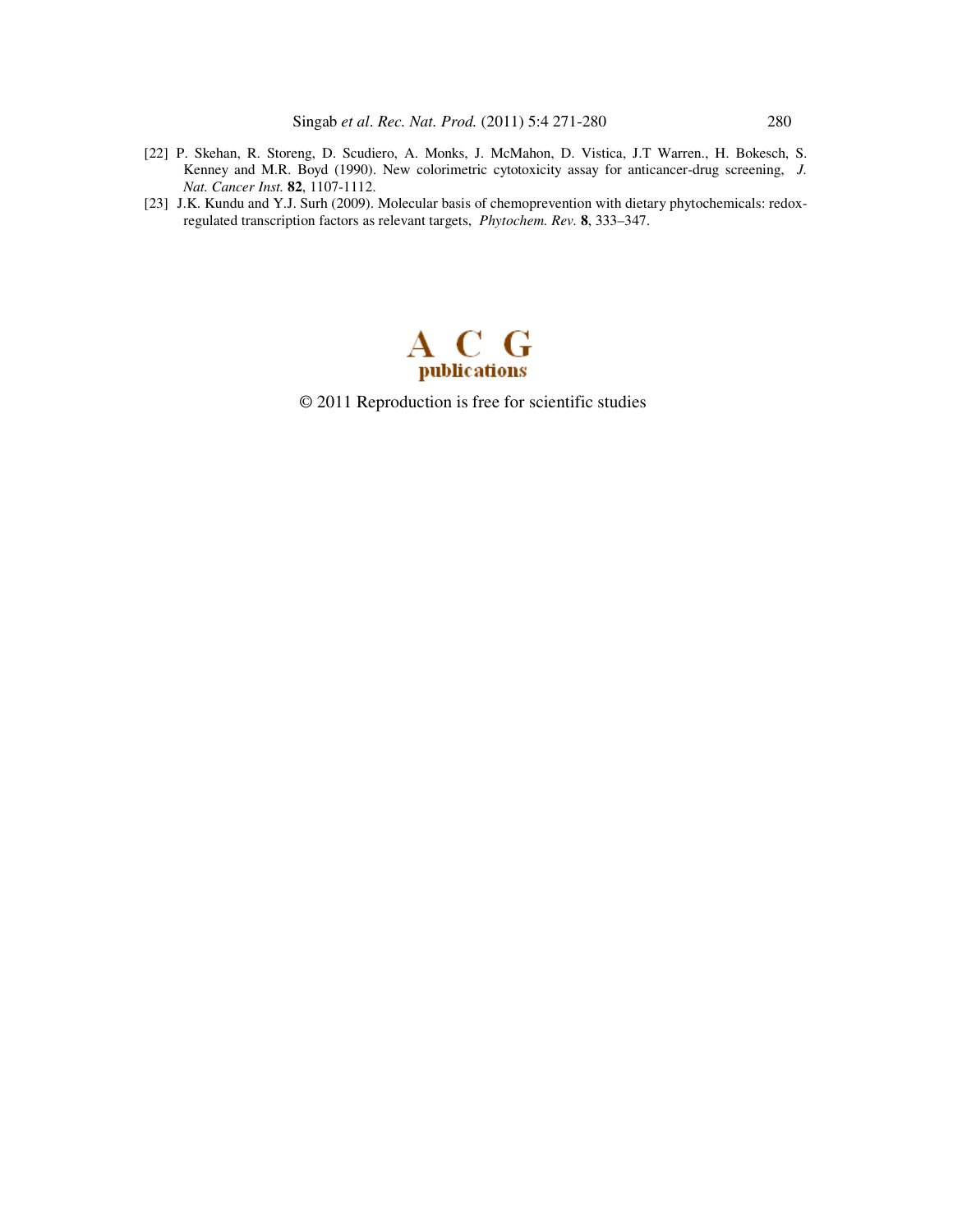[22] P. Skehan, R. Storeng, D. Scudiero, A. Monks, J. McMahon, D. Vistica, J.T Warren., H. Bokesch, S. Kenney and M.R. Boyd (1990). New colorimetric cytotoxicity assay for anticancer-drug screening, *J. Nat. Cancer Inst.* **82**, 1107-1112.

[23] J.K. Kundu and Y.J. Surh (2009). Molecular basis of chemoprevention with dietary phytochemicals: redox-regulated transcription factors as relevant targets, *Phytochem. Rev.* **8**, 333–347.

A C G
publications

© 2011 Reproduction is free for scientific studies